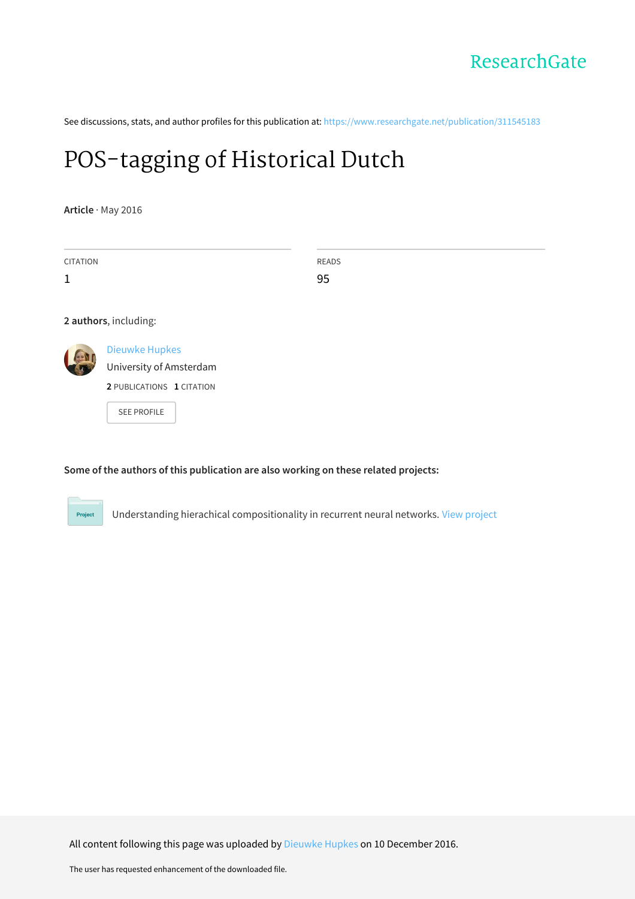ResearchGate

See discussions, stats, and author profiles for this publication at: https://www.researchgate.net/publication/311545183

# POS-tagging of Historical Dutch

**Article** · May 2016

| CITATION | READS |
|---|---|
| 1 | 95 |

**2 authors**, including:

Dieuwke Hupkes
University of Amsterdam
**2** PUBLICATIONS **1** CITATION

SEE PROFILE

**Some of the authors of this publication are also working on these related projects:**

Project

Understanding hierachical compositionality in recurrent neural networks. View project

All content following this page was uploaded by Dieuwke Hupkes on 10 December 2016.

The user has requested enhancement of the downloaded file.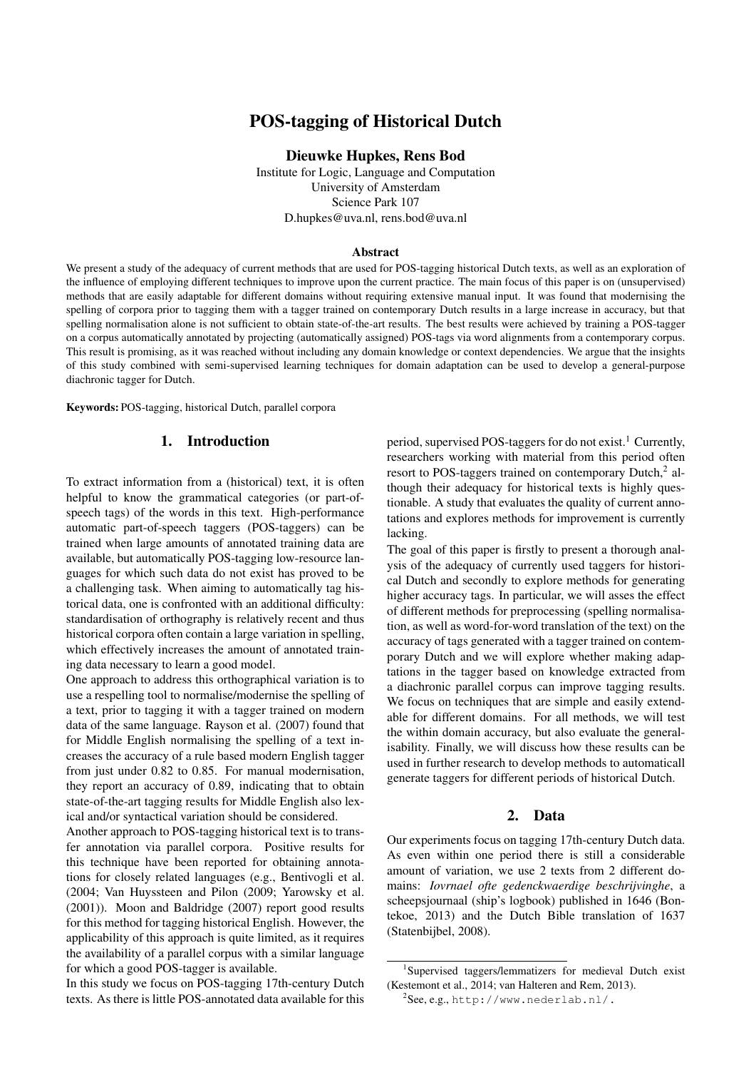# POS-tagging of Historical Dutch

**Dieuwke Hupkes, Rens Bod**

Institute for Logic, Language and Computation
University of Amsterdam
Science Park 107
D.hupkes@uva.nl, rens.bod@uva.nl

### Abstract

We present a study of the adequacy of current methods that are used for POS-tagging historical Dutch texts, as well as an exploration of the influence of employing different techniques to improve upon the current practice. The main focus of this paper is on (unsupervised) methods that are easily adaptable for different domains without requiring extensive manual input. It was found that modernising the spelling of corpora prior to tagging them with a tagger trained on contemporary Dutch results in a large increase in accuracy, but that spelling normalisation alone is not sufficient to obtain state-of-the-art results. The best results were achieved by training a POS-tagger on a corpus automatically annotated by projecting (automatically assigned) POS-tags via word alignments from a contemporary corpus. This result is promising, as it was reached without including any domain knowledge or context dependencies. We argue that the insights of this study combined with semi-supervised learning techniques for domain adaptation can be used to develop a general-purpose diachronic tagger for Dutch.

**Keywords:** POS-tagging, historical Dutch, parallel corpora

## 1. Introduction

To extract information from a (historical) text, it is often helpful to know the grammatical categories (or part-of-speech tags) of the words in this text. High-performance automatic part-of-speech taggers (POS-taggers) can be trained when large amounts of annotated training data are available, but automatically POS-tagging low-resource languages for which such data do not exist has proved to be a challenging task. When aiming to automatically tag historical data, one is confronted with an additional difficulty: standardisation of orthography is relatively recent and thus historical corpora often contain a large variation in spelling, which effectively increases the amount of annotated training data necessary to learn a good model.

One approach to address this orthographical variation is to use a respelling tool to normalise/modernise the spelling of a text, prior to tagging it with a tagger trained on modern data of the same language. Rayson et al. (2007) found that for Middle English normalising the spelling of a text increases the accuracy of a rule based modern English tagger from just under 0.82 to 0.85. For manual modernisation, they report an accuracy of 0.89, indicating that to obtain state-of-the-art tagging results for Middle English also lexical and/or syntactical variation should be considered.

Another approach to POS-tagging historical text is to transfer annotation via parallel corpora. Positive results for this technique have been reported for obtaining annotations for closely related languages (e.g., Bentivogli et al. (2004; Van Huyssteen and Pilon (2009; Yarowsky et al. (2001)). Moon and Baldridge (2007) report good results for this method for tagging historical English. However, the applicability of this approach is quite limited, as it requires the availability of a parallel corpus with a similar language for which a good POS-tagger is available.

In this study we focus on POS-tagging 17th-century Dutch texts. As there is little POS-annotated data available for this period, supervised POS-taggers for do not exist.[1] Currently, researchers working with material from this period often resort to POS-taggers trained on contemporary Dutch,[2] although their adequacy for historical texts is highly questionable. A study that evaluates the quality of current annotations and explores methods for improvement is currently lacking.

The goal of this paper is firstly to present a thorough analysis of the adequacy of currently used taggers for historical Dutch and secondly to explore methods for generating higher accuracy tags. In particular, we will asses the effect of different methods for preprocessing (spelling normalisation, as well as word-for-word translation of the text) on the accuracy of tags generated with a tagger trained on contemporary Dutch and we will explore whether making adaptations in the tagger based on knowledge extracted from a diachronic parallel corpus can improve tagging results. We focus on techniques that are simple and easily extendable for different domains. For all methods, we will test the within domain accuracy, but also evaluate the generalisability. Finally, we will discuss how these results can be used in further research to develop methods to automaticall generate taggers for different periods of historical Dutch.

## 2. Data

Our experiments focus on tagging 17th-century Dutch data. As even within one period there is still a considerable amount of variation, we use 2 texts from 2 different domains: *Iovrnael ofte gedenckwaerdige beschrijvinghe*, a scheepsjournaal (ship's logbook) published in 1646 (Bontekoe, 2013) and the Dutch Bible translation of 1637 (Statenbijbel, 2008).

[1] Supervised taggers/lemmatizers for medieval Dutch exist (Kestemont et al., 2014; van Halteren and Rem, 2013).

[2] See, e.g., http://www.nederlab.nl/.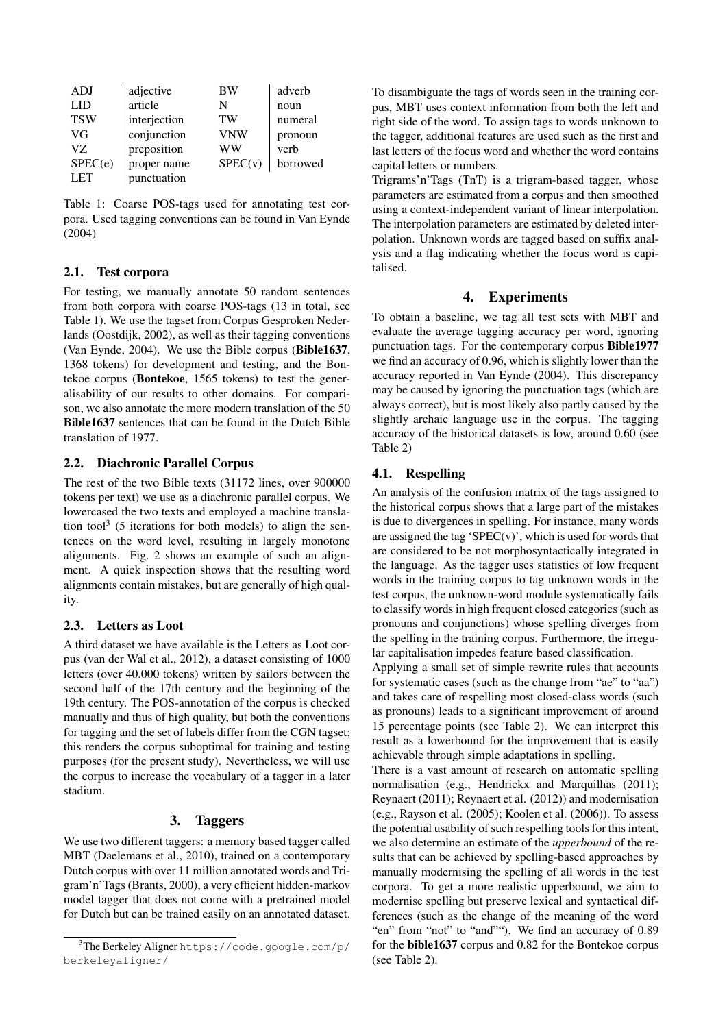| ADJ | adjective | BW | adverb |
|---|---|---|---|
| LID | article | N | noun |
| TSW | interjection | TW | numeral |
| VG | conjunction | VNW | pronoun |
| VZ | preposition | WW | verb |
| SPEC(e) | proper name | SPEC(v) | borrowed |
| LET | punctuation | | |

Table 1: Coarse POS-tags used for annotating test corpora. Used tagging conventions can be found in Van Eynde (2004)

### 2.1. Test corpora

For testing, we manually annotate 50 random sentences from both corpora with coarse POS-tags (13 in total, see Table 1). We use the tagset from Corpus Gesproken Nederlands (Oostdijk, 2002), as well as their tagging conventions (Van Eynde, 2004). We use the Bible corpus (**Bible1637**, 1368 tokens) for development and testing, and the Bontekoe corpus (**Bontekoe**, 1565 tokens) to test the generalisability of our results to other domains. For comparison, we also annotate the more modern translation of the 50 **Bible1637** sentences that can be found in the Dutch Bible translation of 1977.

### 2.2. Diachronic Parallel Corpus

The rest of the two Bible texts (31172 lines, over 900000 tokens per text) we use as a diachronic parallel corpus. We lowercased the two texts and employed a machine translation tool[3] (5 iterations for both models) to align the sentences on the word level, resulting in largely monotone alignments. Fig. 2 shows an example of such an alignment. A quick inspection shows that the resulting word alignments contain mistakes, but are generally of high quality.

### 2.3. Letters as Loot

A third dataset we have available is the Letters as Loot corpus (van der Wal et al., 2012), a dataset consisting of 1000 letters (over 40.000 tokens) written by sailors between the second half of the 17th century and the beginning of the 19th century. The POS-annotation of the corpus is checked manually and thus of high quality, but both the conventions for tagging and the set of labels differ from the CGN tagset; this renders the corpus suboptimal for training and testing purposes (for the present study). Nevertheless, we will use the corpus to increase the vocabulary of a tagger in a later stadium.

## 3. Taggers

We use two different taggers: a memory based tagger called MBT (Daelemans et al., 2010), trained on a contemporary Dutch corpus with over 11 million annotated words and Trigram'n'Tags (Brants, 2000), a very efficient hidden-markov model tagger that does not come with a pretrained model for Dutch but can be trained easily on an annotated dataset.

[3] The Berkeley Aligner https://code.google.com/p/berkeleyaligner/

To disambiguate the tags of words seen in the training corpus, MBT uses context information from both the left and right side of the word. To assign tags to words unknown to the tagger, additional features are used such as the first and last letters of the focus word and whether the word contains capital letters or numbers.

Trigrams'n'Tags (TnT) is a trigram-based tagger, whose parameters are estimated from a corpus and then smoothed using a context-independent variant of linear interpolation. The interpolation parameters are estimated by deleted interpolation. Unknown words are tagged based on suffix analysis and a flag indicating whether the focus word is capitalised.

## 4. Experiments

To obtain a baseline, we tag all test sets with MBT and evaluate the average tagging accuracy per word, ignoring punctuation tags. For the contemporary corpus **Bible1977** we find an accuracy of 0.96, which is slightly lower than the accuracy reported in Van Eynde (2004). This discrepancy may be caused by ignoring the punctuation tags (which are always correct), but is most likely also partly caused by the slightly archaic language use in the corpus. The tagging accuracy of the historical datasets is low, around 0.60 (see Table 2)

### 4.1. Respelling

An analysis of the confusion matrix of the tags assigned to the historical corpus shows that a large part of the mistakes is due to divergences in spelling. For instance, many words are assigned the tag 'SPEC(v)', which is used for words that are considered to be not morphosyntactically integrated in the language. As the tagger uses statistics of low frequent words in the training corpus to tag unknown words in the test corpus, the unknown-word module systematically fails to classify words in high frequent closed categories (such as pronouns and conjunctions) whose spelling diverges from the spelling in the training corpus. Furthermore, the irregular capitalisation impedes feature based classification.

Applying a small set of simple rewrite rules that accounts for systematic cases (such as the change from "ae" to "aa") and takes care of respelling most closed-class words (such as pronouns) leads to a significant improvement of around 15 percentage points (see Table 2). We can interpret this result as a lowerbound for the improvement that is easily achievable through simple adaptations in spelling.

There is a vast amount of research on automatic spelling normalisation (e.g., Hendrickx and Marquilhas (2011); Reynaert (2011); Reynaert et al. (2012)) and modernisation (e.g., Rayson et al. (2005); Koolen et al. (2006)). To assess the potential usability of such respelling tools for this intent, we also determine an estimate of the *upperbound* of the results that can be achieved by spelling-based approaches by manually modernising the spelling of all words in the test corpora. To get a more realistic upperbound, we aim to modernise spelling but preserve lexical and syntactical differences (such as the change of the meaning of the word "en" from "not" to "and""). We find an accuracy of 0.89 for the **bible1637** corpus and 0.82 for the Bontekoe corpus (see Table 2).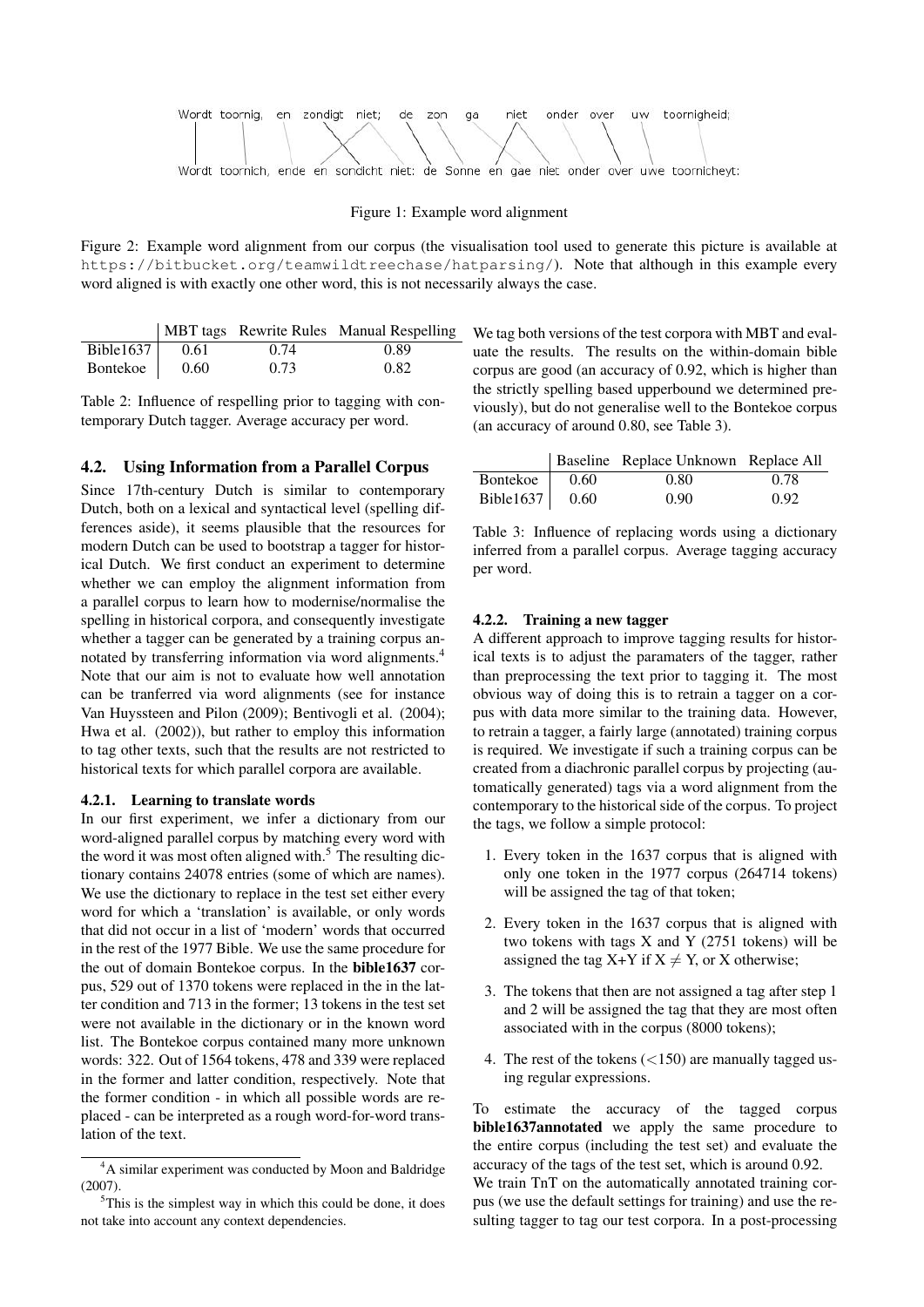Wordt toornig, en zondigt niet; de zon ga niet onder over uw toornigheid;

Wordt toornich, ende en sondicht niet: de Sonne en gae niet onder over uwe toornicheyt:

Figure 1: Example word alignment

Figure 2: Example word alignment from our corpus (the visualisation tool used to generate this picture is available at https://bitbucket.org/teamwildtreechase/hatparsing/). Note that although in this example every word aligned is with exactly one other word, this is not necessarily always the case.

| | MBT tags | Rewrite Rules | Manual Respelling |
|---|---|---|---|
| Bible1637 | 0.61 | 0.74 | 0.89 |
| Bontekoe | 0.60 | 0.73 | 0.82 |

Table 2: Influence of respelling prior to tagging with contemporary Dutch tagger. Average accuracy per word.

### 4.2. Using Information from a Parallel Corpus

Since 17th-century Dutch is similar to contemporary Dutch, both on a lexical and syntactical level (spelling differences aside), it seems plausible that the resources for modern Dutch can be used to bootstrap a tagger for historical Dutch. We first conduct an experiment to determine whether we can employ the alignment information from a parallel corpus to learn how to modernise/normalise the spelling in historical corpora, and consequently investigate whether a tagger can be generated by a training corpus annotated by transferring information via word alignments.[4] Note that our aim is not to evaluate how well annotation can be tranferred via word alignments (see for instance Van Huyssteen and Pilon (2009); Bentivogli et al. (2004); Hwa et al. (2002)), but rather to employ this information to tag other texts, such that the results are not restricted to historical texts for which parallel corpora are available.

#### 4.2.1. Learning to translate words

In our first experiment, we infer a dictionary from our word-aligned parallel corpus by matching every word with the word it was most often aligned with.[5] The resulting dictionary contains 24078 entries (some of which are names). We use the dictionary to replace in the test set either every word for which a 'translation' is available, or only words that did not occur in a list of 'modern' words that occurred in the rest of the 1977 Bible. We use the same procedure for the out of domain Bontekoe corpus. In the **bible1637** corpus, 529 out of 1370 tokens were replaced in the in the latter condition and 713 in the former; 13 tokens in the test set were not available in the dictionary or in the known word list. The Bontekoe corpus contained many more unknown words: 322. Out of 1564 tokens, 478 and 339 were replaced in the former and latter condition, respectively. Note that the former condition - in which all possible words are replaced - can be interpreted as a rough word-for-word translation of the text.

We tag both versions of the test corpora with MBT and evaluate the results. The results on the within-domain bible corpus are good (an accuracy of 0.92, which is higher than the strictly spelling based upperbound we determined previously), but do not generalise well to the Bontekoe corpus (an accuracy of around 0.80, see Table 3).

| | Baseline | Replace Unknown | Replace All |
|---|---|---|---|
| Bontekoe | 0.60 | 0.80 | 0.78 |
| Bible1637 | 0.60 | 0.90 | 0.92 |

Table 3: Influence of replacing words using a dictionary inferred from a parallel corpus. Average tagging accuracy per word.

#### 4.2.2. Training a new tagger

A different approach to improve tagging results for historical texts is to adjust the paramaters of the tagger, rather than preprocessing the text prior to tagging it. The most obvious way of doing this is to retrain a tagger on a corpus with data more similar to the training data. However, to retrain a tagger, a fairly large (annotated) training corpus is required. We investigate if such a training corpus can be created from a diachronic parallel corpus by projecting (automatically generated) tags via a word alignment from the contemporary to the historical side of the corpus. To project the tags, we follow a simple protocol:

1. Every token in the 1637 corpus that is aligned with only one token in the 1977 corpus (264714 tokens) will be assigned the tag of that token;
2. Every token in the 1637 corpus that is aligned with two tokens with tags X and Y (2751 tokens) will be assigned the tag X+Y if $X \neq Y$, or X otherwise;
3. The tokens that then are not assigned a tag after step 1 and 2 will be assigned the tag that they are most often associated with in the corpus (8000 tokens);
4. The rest of the tokens (<150) are manually tagged using regular expressions.

To estimate the accuracy of the tagged corpus **bible1637annotated** we apply the same procedure to the entire corpus (including the test set) and evaluate the accuracy of the tags of the test set, which is around 0.92.

We train TnT on the automatically annotated training corpus (we use the default settings for training) and use the resulting tagger to tag our test corpora. In a post-processing

[4] A similar experiment was conducted by Moon and Baldridge (2007).

[5] This is the simplest way in which this could be done, it does not take into account any context dependencies.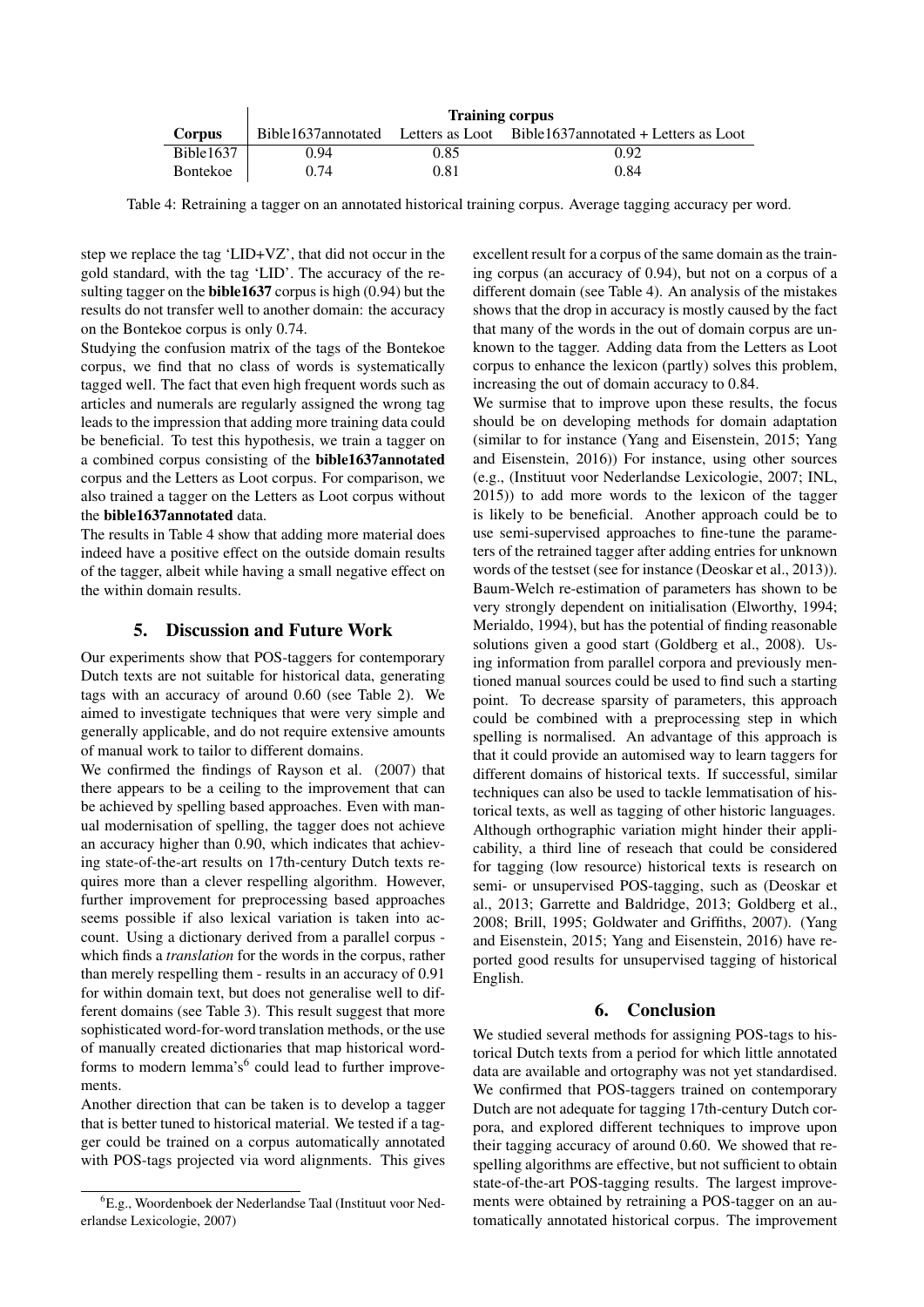| | Training corpus | | |
|---|---|---|---|
| **Corpus** | Bible1637annotated | Letters as Loot | Bible1637annotated + Letters as Loot |
| Bible1637 | 0.94 | 0.85 | 0.92 |
| Bontekoe | 0.74 | 0.81 | 0.84 |

Table 4: Retraining a tagger on an annotated historical training corpus. Average tagging accuracy per word.

step we replace the tag 'LID+VZ', that did not occur in the gold standard, with the tag 'LID'. The accuracy of the resulting tagger on the **bible1637** corpus is high (0.94) but the results do not transfer well to another domain: the accuracy on the Bontekoe corpus is only 0.74.

Studying the confusion matrix of the tags of the Bontekoe corpus, we find that no class of words is systematically tagged well. The fact that even high frequent words such as articles and numerals are regularly assigned the wrong tag leads to the impression that adding more training data could be beneficial. To test this hypothesis, we train a tagger on a combined corpus consisting of the **bible1637annotated** corpus and the Letters as Loot corpus. For comparison, we also trained a tagger on the Letters as Loot corpus without the **bible1637annotated** data.

The results in Table 4 show that adding more material does indeed have a positive effect on the outside domain results of the tagger, albeit while having a small negative effect on the within domain results.

## 5. Discussion and Future Work

Our experiments show that POS-taggers for contemporary Dutch texts are not suitable for historical data, generating tags with an accuracy of around 0.60 (see Table 2). We aimed to investigate techniques that were very simple and generally applicable, and do not require extensive amounts of manual work to tailor to different domains.

We confirmed the findings of Rayson et al. (2007) that there appears to be a ceiling to the improvement that can be achieved by spelling based approaches. Even with manual modernisation of spelling, the tagger does not achieve an accuracy higher than 0.90, which indicates that achieving state-of-the-art results on 17th-century Dutch texts requires more than a clever respelling algorithm. However, further improvement for preprocessing based approaches seems possible if also lexical variation is taken into account. Using a dictionary derived from a parallel corpus - which finds a *translation* for the words in the corpus, rather than merely respelling them - results in an accuracy of 0.91 for within domain text, but does not generalise well to different domains (see Table 3). This result suggest that more sophisticated word-for-word translation methods, or the use of manually created dictionaries that map historical wordforms to modern lemma's[6] could lead to further improvements.

Another direction that can be taken is to develop a tagger that is better tuned to historical material. We tested if a tagger could be trained on a corpus automatically annotated with POS-tags projected via word alignments. This gives excellent result for a corpus of the same domain as the training corpus (an accuracy of 0.94), but not on a corpus of a different domain (see Table 4). An analysis of the mistakes shows that the drop in accuracy is mostly caused by the fact that many of the words in the out of domain corpus are unknown to the tagger. Adding data from the Letters as Loot corpus to enhance the lexicon (partly) solves this problem, increasing the out of domain accuracy to 0.84.

We surmise that to improve upon these results, the focus should be on developing methods for domain adaptation (similar to for instance (Yang and Eisenstein, 2015; Yang and Eisenstein, 2016)) For instance, using other sources (e.g., (Instituut voor Nederlandse Lexicologie, 2007; INL, 2015)) to add more words to the lexicon of the tagger is likely to be beneficial. Another approach could be to use semi-supervised approaches to fine-tune the parameters of the retrained tagger after adding entries for unknown words of the testset (see for instance (Deoskar et al., 2013)). Baum-Welch re-estimation of parameters has shown to be very strongly dependent on initialisation (Elworthy, 1994; Merialdo, 1994), but has the potential of finding reasonable solutions given a good start (Goldberg et al., 2008). Using information from parallel corpora and previously mentioned manual sources could be used to find such a starting point. To decrease sparsity of parameters, this approach could be combined with a preprocessing step in which spelling is normalised. An advantage of this approach is that it could provide an automised way to learn taggers for different domains of historical texts. If successful, similar techniques can also be used to tackle lemmatisation of historical texts, as well as tagging of other historic languages. Although orthographic variation might hinder their applicability, a third line of reseach that could be considered for tagging (low resource) historical texts is research on semi- or unsupervised POS-tagging, such as (Deoskar et al., 2013; Garrette and Baldridge, 2013; Goldberg et al., 2008; Brill, 1995; Goldwater and Griffiths, 2007). (Yang and Eisenstein, 2015; Yang and Eisenstein, 2016) have reported good results for unsupervised tagging of historical English.

## 6. Conclusion

We studied several methods for assigning POS-tags to historical Dutch texts from a period for which little annotated data are available and ortography was not yet standardised. We confirmed that POS-taggers trained on contemporary Dutch are not adequate for tagging 17th-century Dutch corpora, and explored different techniques to improve upon their tagging accuracy of around 0.60. We showed that respelling algorithms are effective, but not sufficient to obtain state-of-the-art POS-tagging results. The largest improvements were obtained by retraining a POS-tagger on an automatically annotated historical corpus. The improvement

[6] E.g., Woordenboek der Nederlandse Taal (Instituut voor Nederlandse Lexicologie, 2007)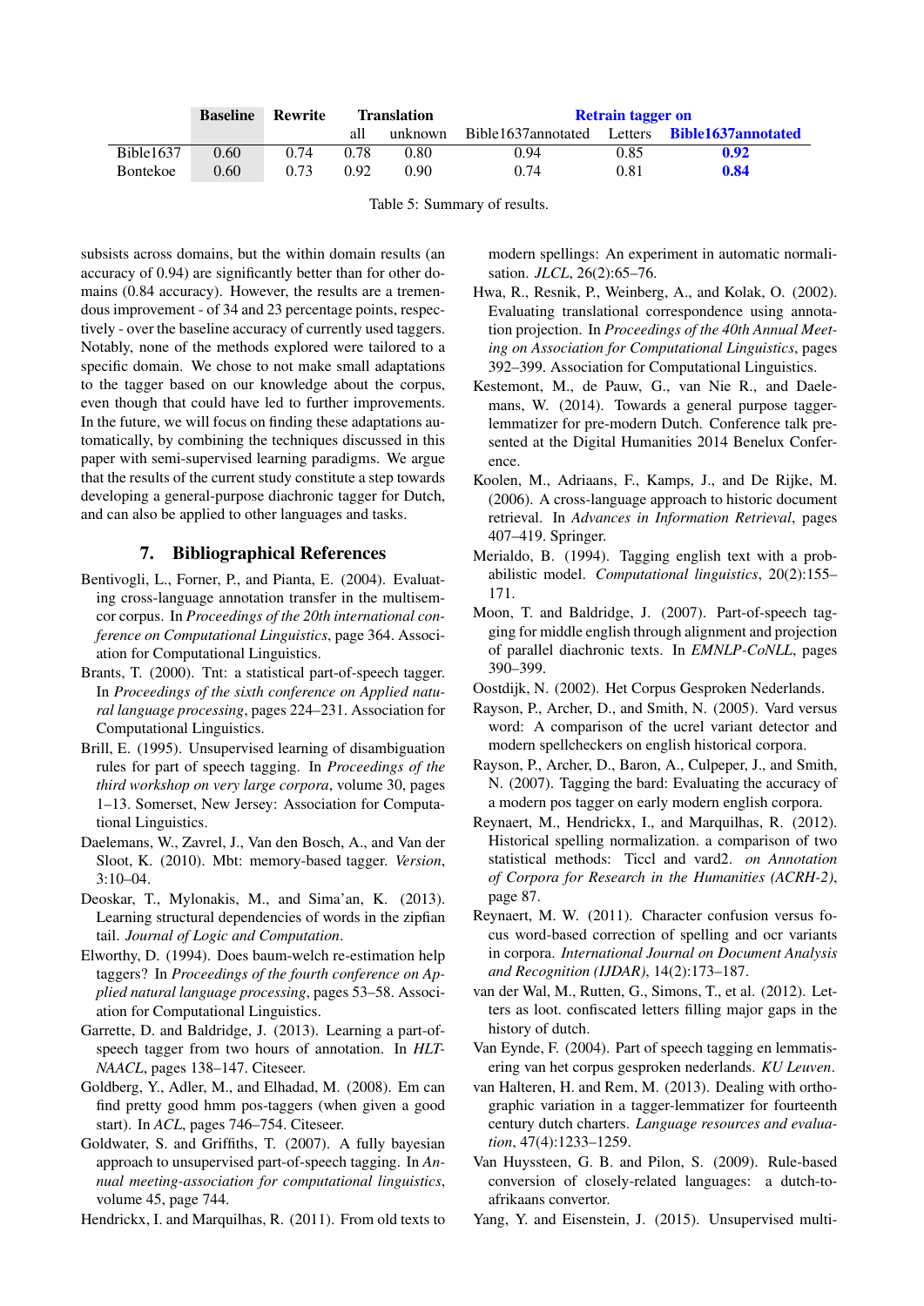| | **Baseline** | Rewrite | Translation | | Retrain tagger on | | |
|---|---|---|---|---|---|---|---|
| | | | all | unknown | Bible1637annotated | Letters | **Bible1637annotated** |
| Bible1637 | 0.60 | 0.74 | 0.78 | 0.80 | 0.94 | 0.85 | **0.92** |
| Bontekoe | 0.60 | 0.73 | 0.92 | 0.90 | 0.74 | 0.81 | **0.84** |

Table 5: Summary of results.

subsists across domains, but the within domain results (an accuracy of 0.94) are significantly better than for other domains (0.84 accuracy). However, the results are a tremendous improvement - of 34 and 23 percentage points, respectively - over the baseline accuracy of currently used taggers. Notably, none of the methods explored were tailored to a specific domain. We chose to not make small adaptations to the tagger based on our knowledge about the corpus, even though that could have led to further improvements. In the future, we will focus on finding these adaptations automatically, by combining the techniques discussed in this paper with semi-supervised learning paradigms. We argue that the results of the current study constitute a step towards developing a general-purpose diachronic tagger for Dutch, and can also be applied to other languages and tasks.

## 7. Bibliographical References

Bentivogli, L., Forner, P., and Pianta, E. (2004). Evaluating cross-language annotation transfer in the multisemcor corpus. In *Proceedings of the 20th international conference on Computational Linguistics*, page 364. Association for Computational Linguistics.

Brants, T. (2000). Tnt: a statistical part-of-speech tagger. In *Proceedings of the sixth conference on Applied natural language processing*, pages 224–231. Association for Computational Linguistics.

Brill, E. (1995). Unsupervised learning of disambiguation rules for part of speech tagging. In *Proceedings of the third workshop on very large corpora*, volume 30, pages 1–13. Somerset, New Jersey: Association for Computational Linguistics.

Daelemans, W., Zavrel, J., Van den Bosch, A., and Van der Sloot, K. (2010). Mbt: memory-based tagger. *Version*, 3:10–04.

Deoskar, T., Mylonakis, M., and Sima'an, K. (2013). Learning structural dependencies of words in the zipfian tail. *Journal of Logic and Computation*.

Elworthy, D. (1994). Does baum-welch re-estimation help taggers? In *Proceedings of the fourth conference on Applied natural language processing*, pages 53–58. Association for Computational Linguistics.

Garrette, D. and Baldridge, J. (2013). Learning a part-of-speech tagger from two hours of annotation. In *HLT-NAACL*, pages 138–147. Citeseer.

Goldberg, Y., Adler, M., and Elhadad, M. (2008). Em can find pretty good hmm pos-taggers (when given a good start). In *ACL*, pages 746–754. Citeseer.

Goldwater, S. and Griffiths, T. (2007). A fully bayesian approach to unsupervised part-of-speech tagging. In *Annual meeting-association for computational linguistics*, volume 45, page 744.

Hendrickx, I. and Marquilhas, R. (2011). From old texts to modern spellings: An experiment in automatic normalisation. *JLCL*, 26(2):65–76.

Hwa, R., Resnik, P., Weinberg, A., and Kolak, O. (2002). Evaluating translational correspondence using annotation projection. In *Proceedings of the 40th Annual Meeting on Association for Computational Linguistics*, pages 392–399. Association for Computational Linguistics.

Kestemont, M., de Pauw, G., van Nie R., and Daelemans, W. (2014). Towards a general purpose tagger-lemmatizer for pre-modern Dutch. Conference talk presented at the Digital Humanities 2014 Benelux Conference.

Koolen, M., Adriaans, F., Kamps, J., and De Rijke, M. (2006). A cross-language approach to historic document retrieval. In *Advances in Information Retrieval*, pages 407–419. Springer.

Merialdo, B. (1994). Tagging english text with a probabilistic model. *Computational linguistics*, 20(2):155–171.

Moon, T. and Baldridge, J. (2007). Part-of-speech tagging for middle english through alignment and projection of parallel diachronic texts. In *EMNLP-CoNLL*, pages 390–399.

Oostdijk, N. (2002). Het Corpus Gesproken Nederlands.

Rayson, P., Archer, D., and Smith, N. (2005). Vard versus word: A comparison of the ucrel variant detector and modern spellcheckers on english historical corpora.

Rayson, P., Archer, D., Baron, A., Culpeper, J., and Smith, N. (2007). Tagging the bard: Evaluating the accuracy of a modern pos tagger on early modern english corpora.

Reynaert, M., Hendrickx, I., and Marquilhas, R. (2012). Historical spelling normalization. a comparison of two statistical methods: Ticcl and vard2. *on Annotation of Corpora for Research in the Humanities (ACRH-2)*, page 87.

Reynaert, M. W. (2011). Character confusion versus focus word-based correction of spelling and ocr variants in corpora. *International Journal on Document Analysis and Recognition (IJDAR)*, 14(2):173–187.

van der Wal, M., Rutten, G., Simons, T., et al. (2012). Letters as loot. confiscated letters filling major gaps in the history of dutch.

Van Eynde, F. (2004). Part of speech tagging en lemmatisering van het corpus gesproken nederlands. *KU Leuven*.

van Halteren, H. and Rem, M. (2013). Dealing with orthographic variation in a tagger-lemmatizer for fourteenth century dutch charters. *Language resources and evaluation*, 47(4):1233–1259.

Van Huyssteen, G. B. and Pilon, S. (2009). Rule-based conversion of closely-related languages: a dutch-to-afrikaans convertor.

Yang, Y. and Eisenstein, J. (2015). Unsupervised multi-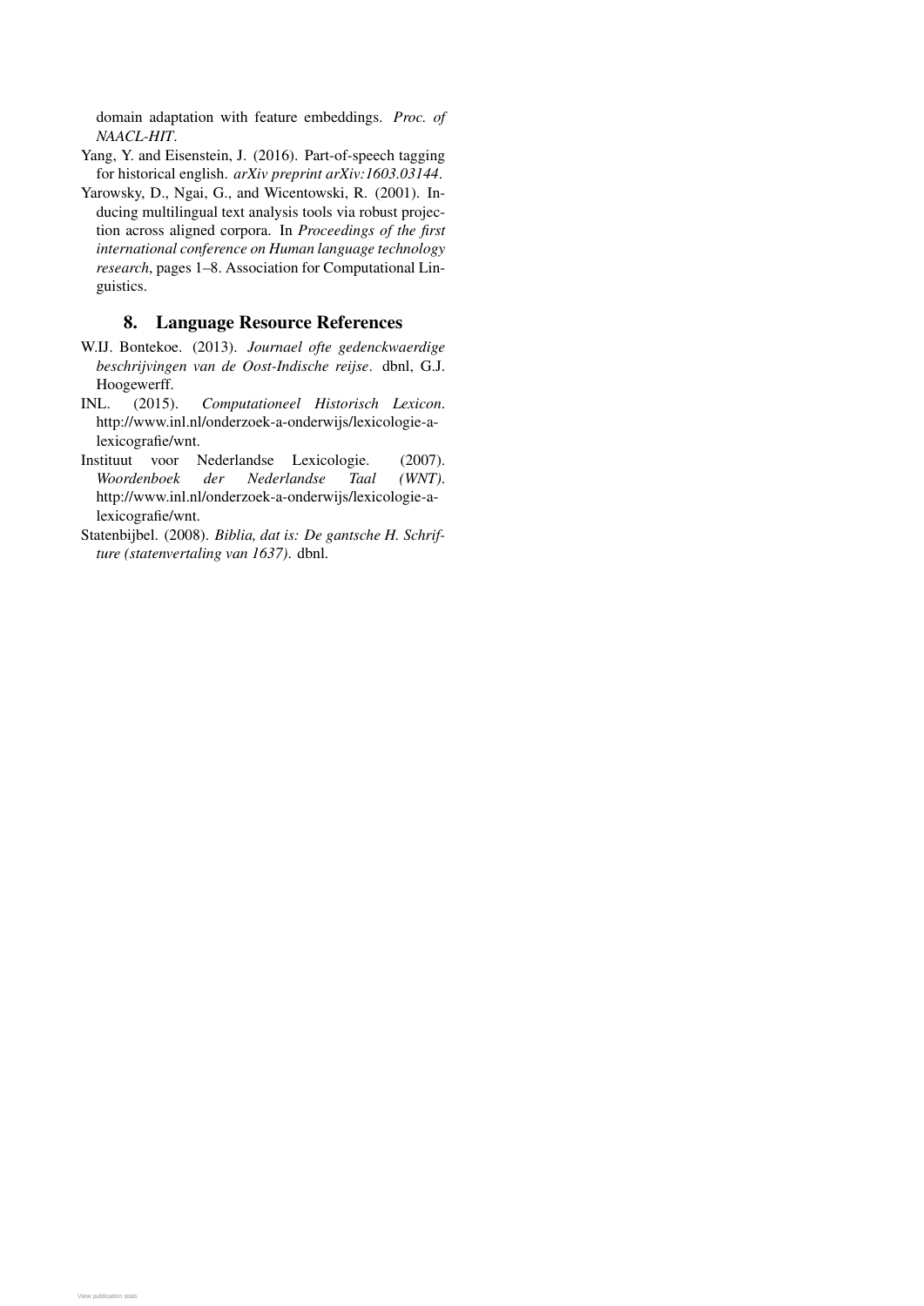domain adaptation with feature embeddings. *Proc. of NAACL-HIT*.

Yang, Y. and Eisenstein, J. (2016). Part-of-speech tagging for historical english. *arXiv preprint arXiv:1603.03144*.

Yarowsky, D., Ngai, G., and Wicentowski, R. (2001). Inducing multilingual text analysis tools via robust projection across aligned corpora. In *Proceedings of the first international conference on Human language technology research*, pages 1–8. Association for Computational Linguistics.

## 8. Language Resource References

W.IJ. Bontekoe. (2013). *Journael ofte gedenckwaerdige beschrijvingen van de Oost-Indische reijse*. dbnl, G.J. Hoogewerff.

INL. (2015). *Computationeel Historisch Lexicon*. http://www.inl.nl/onderzoek-a-onderwijs/lexicologie-a-lexicografie/wnt.

Instituut voor Nederlandse Lexicologie. (2007). *Woordenboek der Nederlandse Taal (WNT)*. http://www.inl.nl/onderzoek-a-onderwijs/lexicologie-a-lexicografie/wnt.

Statenbijbel. (2008). *Biblia, dat is: De gantsche H. Schrifture (statenvertaling van 1637)*. dbnl.